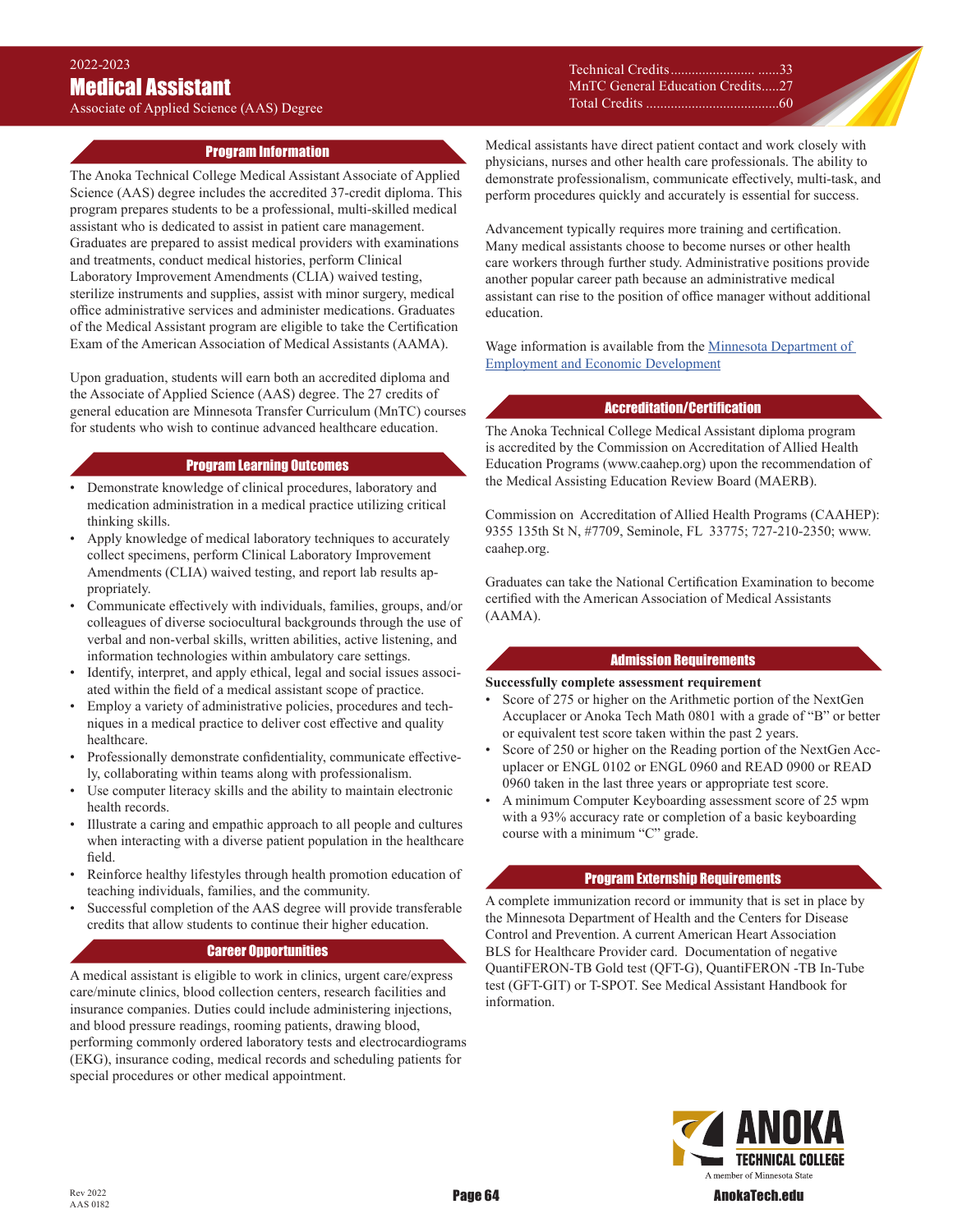2022-2023

# Medical Assistant

Associate of Applied Science (AAS) Degree

Technical Credits........................ ......33
MnTC General Education Credits.....27
Total Credits ......................................60

## Program Information

The Anoka Technical College Medical Assistant Associate of Applied Science (AAS) degree includes the accredited 37-credit diploma. This program prepares students to be a professional, multi-skilled medical assistant who is dedicated to assist in patient care management. Graduates are prepared to assist medical providers with examinations and treatments, conduct medical histories, perform Clinical Laboratory Improvement Amendments (CLIA) waived testing, sterilize instruments and supplies, assist with minor surgery, medical office administrative services and administer medications. Graduates of the Medical Assistant program are eligible to take the Certification Exam of the American Association of Medical Assistants (AAMA).

Upon graduation, students will earn both an accredited diploma and the Associate of Applied Science (AAS) degree. The 27 credits of general education are Minnesota Transfer Curriculum (MnTC) courses for students who wish to continue advanced healthcare education.

## Program Learning Outcomes

- Demonstrate knowledge of clinical procedures, laboratory and medication administration in a medical practice utilizing critical thinking skills.
- Apply knowledge of medical laboratory techniques to accurately collect specimens, perform Clinical Laboratory Improvement Amendments (CLIA) waived testing, and report lab results appropriately.
- Communicate effectively with individuals, families, groups, and/or colleagues of diverse sociocultural backgrounds through the use of verbal and non-verbal skills, written abilities, active listening, and information technologies within ambulatory care settings.
- Identify, interpret, and apply ethical, legal and social issues associated within the field of a medical assistant scope of practice.
- Employ a variety of administrative policies, procedures and techniques in a medical practice to deliver cost effective and quality healthcare.
- Professionally demonstrate confidentiality, communicate effectively, collaborating within teams along with professionalism.
- Use computer literacy skills and the ability to maintain electronic health records.
- Illustrate a caring and empathic approach to all people and cultures when interacting with a diverse patient population in the healthcare field.
- Reinforce healthy lifestyles through health promotion education of teaching individuals, families, and the community.
- Successful completion of the AAS degree will provide transferable credits that allow students to continue their higher education.

## Career Opportunities

A medical assistant is eligible to work in clinics, urgent care/express care/minute clinics, blood collection centers, research facilities and insurance companies. Duties could include administering injections, and blood pressure readings, rooming patients, drawing blood, performing commonly ordered laboratory tests and electrocardiograms (EKG), insurance coding, medical records and scheduling patients for special procedures or other medical appointment.

Medical assistants have direct patient contact and work closely with physicians, nurses and other health care professionals. The ability to demonstrate professionalism, communicate effectively, multi-task, and perform procedures quickly and accurately is essential for success.

Advancement typically requires more training and certification. Many medical assistants choose to become nurses or other health care workers through further study. Administrative positions provide another popular career path because an administrative medical assistant can rise to the position of office manager without additional education.

Wage information is available from the Minnesota Department of Employment and Economic Development

## Accreditation/Certification

The Anoka Technical College Medical Assistant diploma program is accredited by the Commission on Accreditation of Allied Health Education Programs (www.caahep.org) upon the recommendation of the Medical Assisting Education Review Board (MAERB).

Commission on Accreditation of Allied Health Programs (CAAHEP): 9355 135th St N, #7709, Seminole, FL 33775; 727-210-2350; www.caahep.org.

Graduates can take the National Certification Examination to become certified with the American Association of Medical Assistants (AAMA).

## Admission Requirements

**Successfully complete assessment requirement**

- Score of 275 or higher on the Arithmetic portion of the NextGen Accuplacer or Anoka Tech Math 0801 with a grade of "B" or better or equivalent test score taken within the past 2 years.
- Score of 250 or higher on the Reading portion of the NextGen Accuplacer or ENGL 0102 or ENGL 0960 and READ 0900 or READ 0960 taken in the last three years or appropriate test score.
- A minimum Computer Keyboarding assessment score of 25 wpm with a 93% accuracy rate or completion of a basic keyboarding course with a minimum "C" grade.

## Program Externship Requirements

A complete immunization record or immunity that is set in place by the Minnesota Department of Health and the Centers for Disease Control and Prevention. A current American Heart Association BLS for Healthcare Provider card. Documentation of negative QuantiFERON-TB Gold test (QFT-G), QuantiFERON -TB In-Tube test (GFT-GIT) or T-SPOT. See Medical Assistant Handbook for information.

Rev 2022
AAS 0182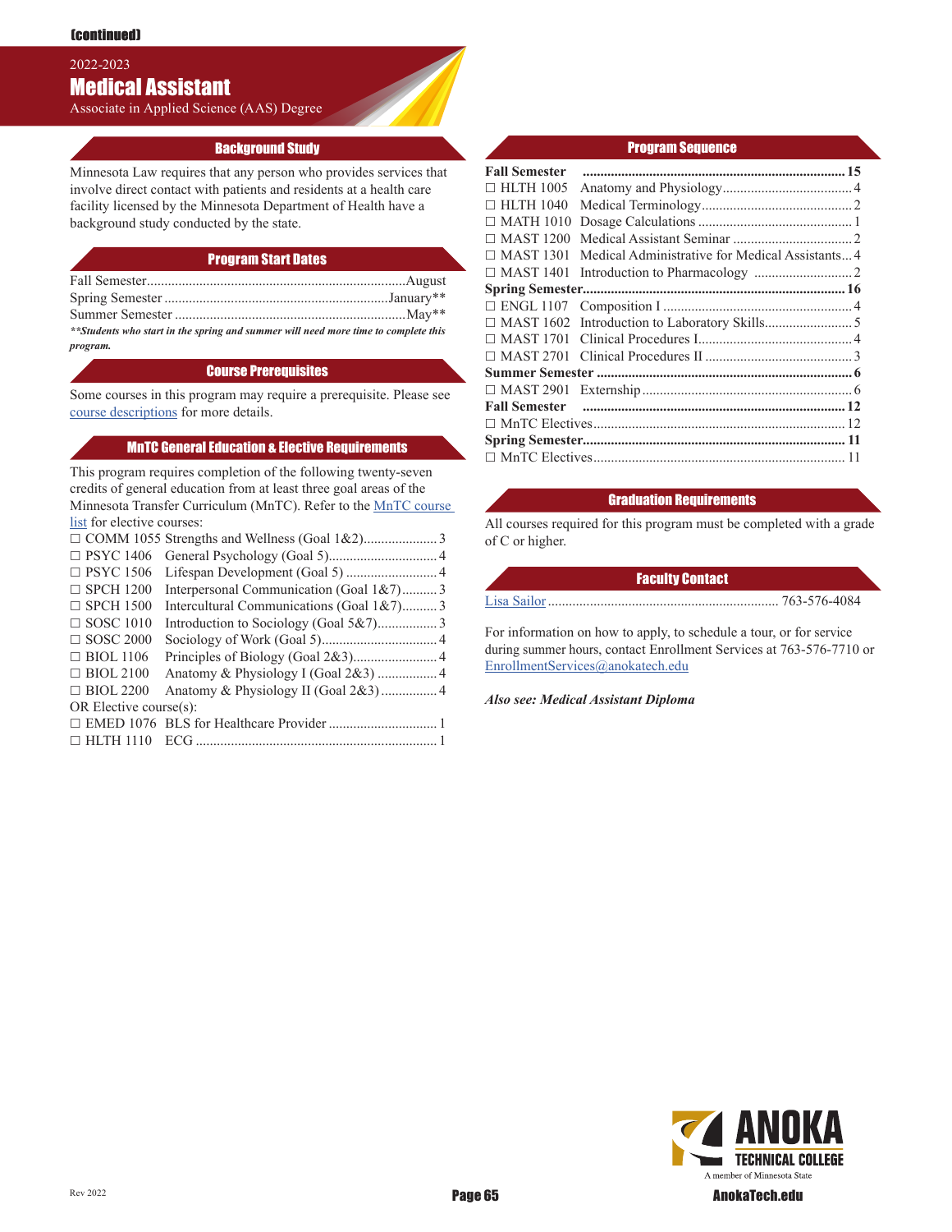(continued)

2022-2023

# Medical Assistant

Associate in Applied Science (AAS) Degree

## Background Study

Minnesota Law requires that any person who provides services that involve direct contact with patients and residents at a health care facility licensed by the Minnesota Department of Health have a background study conducted by the state.

## Program Start Dates

| | |
|---|---|
| Fall Semester | August |
| Spring Semester | January** |
| Summer Semester | May** |

***\*\*Students who start in the spring and summer will need more time to complete this program.***

## Course Prerequisites

Some courses in this program may require a prerequisite. Please see course descriptions for more details.

## MnTC General Education & Elective Requirements

This program requires completion of the following twenty-seven credits of general education from at least three goal areas of the Minnesota Transfer Curriculum (MnTC). Refer to the MnTC course list for elective courses:

| | | |
|---|---|---|
| ☐ COMM 1055 | Strengths and Wellness (Goal 1&2) | 3 |
| ☐ PSYC 1406 | General Psychology (Goal 5) | 4 |
| ☐ PSYC 1506 | Lifespan Development (Goal 5) | 4 |
| ☐ SPCH 1200 | Interpersonal Communication (Goal 1&7) | 3 |
| ☐ SPCH 1500 | Intercultural Communications (Goal 1&7) | 3 |
| ☐ SOSC 1010 | Introduction to Sociology (Goal 5&7) | 3 |
| ☐ SOSC 2000 | Sociology of Work (Goal 5) | 4 |
| ☐ BIOL 1106 | Principles of Biology (Goal 2&3) | 4 |
| ☐ BIOL 2100 | Anatomy & Physiology I (Goal 2&3) | 4 |
| ☐ BIOL 2200 | Anatomy & Physiology II (Goal 2&3) | 4 |
| OR Elective course(s): | | |
| ☐ EMED 1076 | BLS for Healthcare Provider | 1 |
| ☐ HLTH 1110 | ECG | 1 |

## Program Sequence

| | | |
|---|---|---|
| **Fall Semester** | | **15** |
| ☐ HLTH 1005 | Anatomy and Physiology | 4 |
| ☐ HLTH 1040 | Medical Terminology | 2 |
| ☐ MATH 1010 | Dosage Calculations | 1 |
| ☐ MAST 1200 | Medical Assistant Seminar | 2 |
| ☐ MAST 1301 | Medical Administrative for Medical Assistants | 4 |
| ☐ MAST 1401 | Introduction to Pharmacology | 2 |
| **Spring Semester** | | **16** |
| ☐ ENGL 1107 | Composition I | 4 |
| ☐ MAST 1602 | Introduction to Laboratory Skills | 5 |
| ☐ MAST 1701 | Clinical Procedures I | 4 |
| ☐ MAST 2701 | Clinical Procedures II | 3 |
| **Summer Semester** | | **6** |
| ☐ MAST 2901 | Externship | 6 |
| **Fall Semester** | | **12** |
| ☐ MnTC Electives | | 12 |
| **Spring Semester** | | **11** |
| ☐ MnTC Electives | | 11 |

## Graduation Requirements

All courses required for this program must be completed with a grade of C or higher.

## Faculty Contact

Lisa Sailor .................... 763-576-4084

For information on how to apply, to schedule a tour, or for service during summer hours, contact Enrollment Services at 763-576-7710 or EnrollmentServices@anokatech.edu

***Also see: Medical Assistant Diploma***

Rev 2022

ANOKA TECHNICAL COLLEGE
A member of Minnesota State
AnokaTech.edu